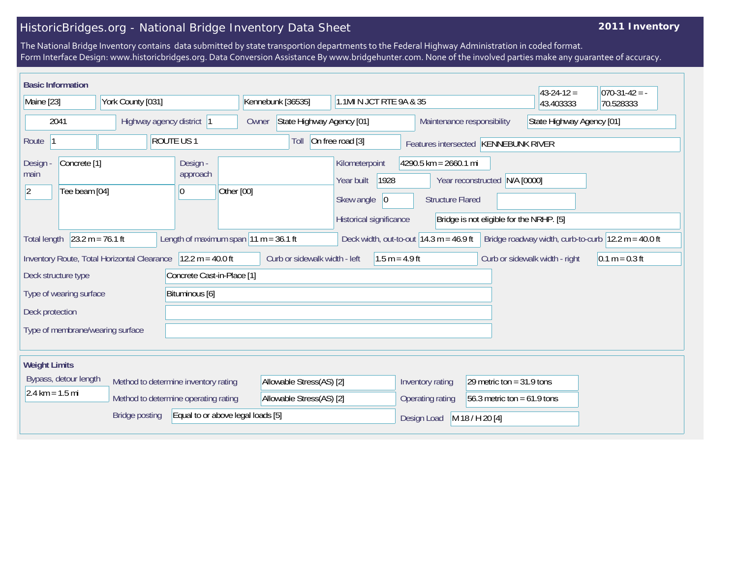# HistoricBridges.org - National Bridge Inventory Data Sheet

**2011 Inventory**

The National Bridge Inventory contains data submitted by state transportion departments to the Federal Highway Administration in coded format.
Form Interface Design: www.historicbridges.org. Data Conversion Assistance By www.bridgehunter.com. None of the involved parties make any guarantee of accuracy.

## Basic Information

| | | | | | |
|---|---|---|---|---|---|
| Maine [23] | York County [031] | Kennebunk [36535] | 1.1MI N JCT RTE 9A & 35 | 43-24-12 = 43.403333 | 070-31-42 = -70.528333 |

| Field | Value |
|---|---|
| | 2041 |
| Highway agency district | 1 |
| Owner | State Highway Agency [01] |
| Maintenance responsibility | State Highway Agency [01] |
| Route | 1 |
| | ROUTE US 1 |
| Toll | On free road [3] |
| Features intersected | KENNEBUNK RIVER |
| Design - main | Concrete [1] |
| | 2 — Tee beam [04] |
| Design - approach | |
| | 0 — Other [00] |
| Kilometerpoint | 4290.5 km = 2660.1 mi |
| Year built | 1928 |
| Year reconstructed | N/A [0000] |
| Skew angle | 0 |
| Structure Flared | |
| Historical significance | Bridge is not eligible for the NRHP. [5] |
| Total length | 23.2 m = 76.1 ft |
| Length of maximum span | 11 m = 36.1 ft |
| Deck width, out-to-out | 14.3 m = 46.9 ft |
| Bridge roadway width, curb-to-curb | 12.2 m = 40.0 ft |
| Inventory Route, Total Horizontal Clearance | 12.2 m = 40.0 ft |
| Curb or sidewalk width - left | 1.5 m = 4.9 ft |
| Curb or sidewalk width - right | 0.1 m = 0.3 ft |
| Deck structure type | Concrete Cast-in-Place [1] |
| Type of wearing surface | Bituminous [6] |
| Deck protection | |
| Type of membrane/wearing surface | |

## Weight Limits

| Field | Value |
|---|---|
| Bypass, detour length | 2.4 km = 1.5 mi |
| Method to determine inventory rating | Allowable Stress(AS) [2] |
| Method to determine operating rating | Allowable Stress(AS) [2] |
| Bridge posting | Equal to or above legal loads [5] |
| Inventory rating | 29 metric ton = 31.9 tons |
| Operating rating | 56.3 metric ton = 61.9 tons |
| Design Load | M 18 / H 20 [4] |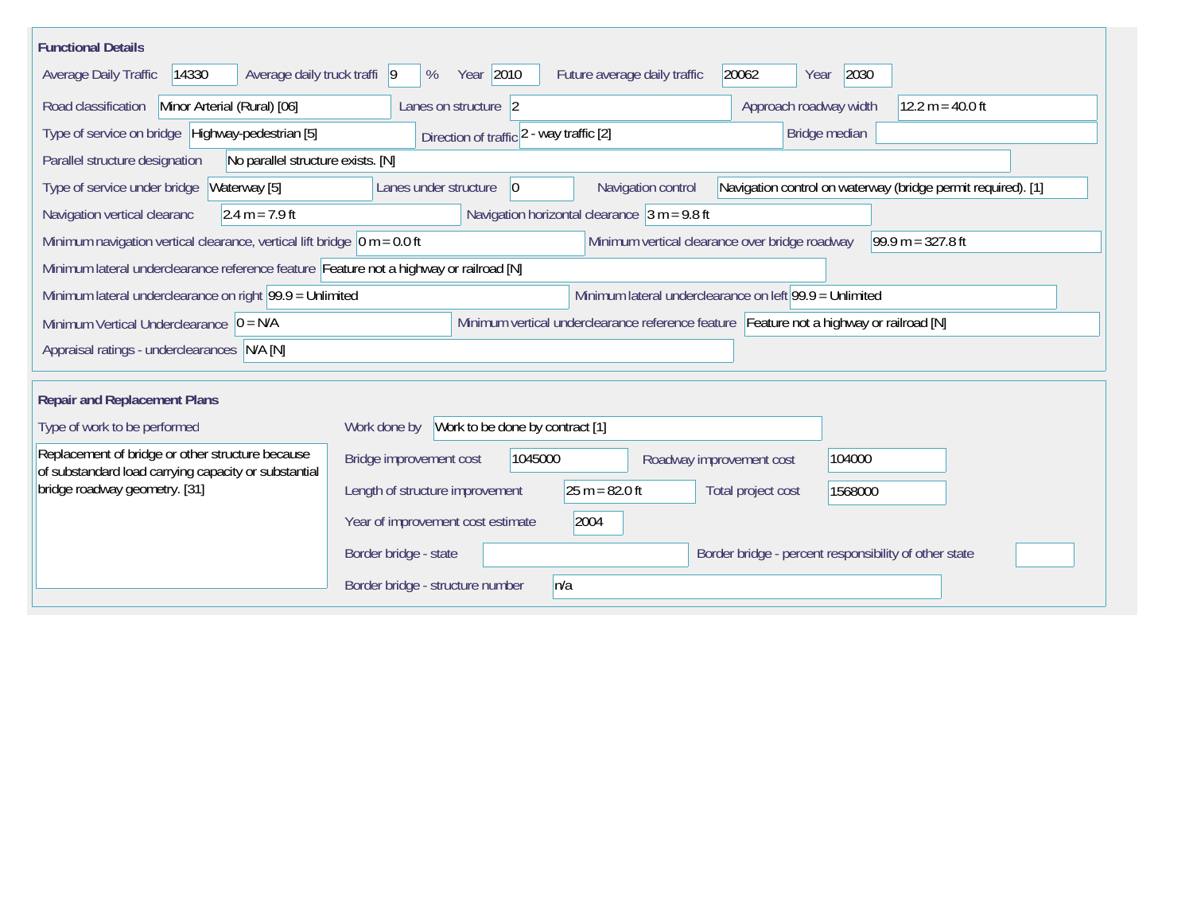## Functional Details

| Field | Value |
|---|---|
| Average Daily Traffic | 14330 |
| Average daily truck traffi | 9 % |
| Year | 2010 |
| Future average daily traffic | 20062 |
| Year | 2030 |
| Road classification | Minor Arterial (Rural) [06] |
| Lanes on structure | 2 |
| Approach roadway width | 12.2 m = 40.0 ft |
| Type of service on bridge | Highway-pedestrian [5] |
| Direction of traffic | 2 - way traffic [2] |
| Bridge median | |
| Parallel structure designation | No parallel structure exists. [N] |
| Type of service under bridge | Waterway [5] |
| Lanes under structure | 0 |
| Navigation control | Navigation control on waterway (bridge permit required). [1] |
| Navigation vertical clearanc | 2.4 m = 7.9 ft |
| Navigation horizontal clearance | 3 m = 9.8 ft |
| Minimum navigation vertical clearance, vertical lift bridge | 0 m = 0.0 ft |
| Minimum vertical clearance over bridge roadway | 99.9 m = 327.8 ft |
| Minimum lateral underclearance reference feature | Feature not a highway or railroad [N] |
| Minimum lateral underclearance on right | 99.9 = Unlimited |
| Minimum lateral underclearance on left | 99.9 = Unlimited |
| Minimum Vertical Underclearance | 0 = N/A |
| Minimum vertical underclearance reference feature | Feature not a highway or railroad [N] |
| Appraisal ratings - underclearances | N/A [N] |

## Repair and Replacement Plans

| Field | Value |
|---|---|
| Type of work to be performed | Replacement of bridge or other structure because of substandard load carrying capacity or substantial bridge roadway geometry. [31] |
| Work done by | Work to be done by contract [1] |
| Bridge improvement cost | 1045000 |
| Roadway improvement cost | 104000 |
| Length of structure improvement | 25 m = 82.0 ft |
| Total project cost | 1568000 |
| Year of improvement cost estimate | 2004 |
| Border bridge - state | |
| Border bridge - percent responsibility of other state | |
| Border bridge - structure number | n/a |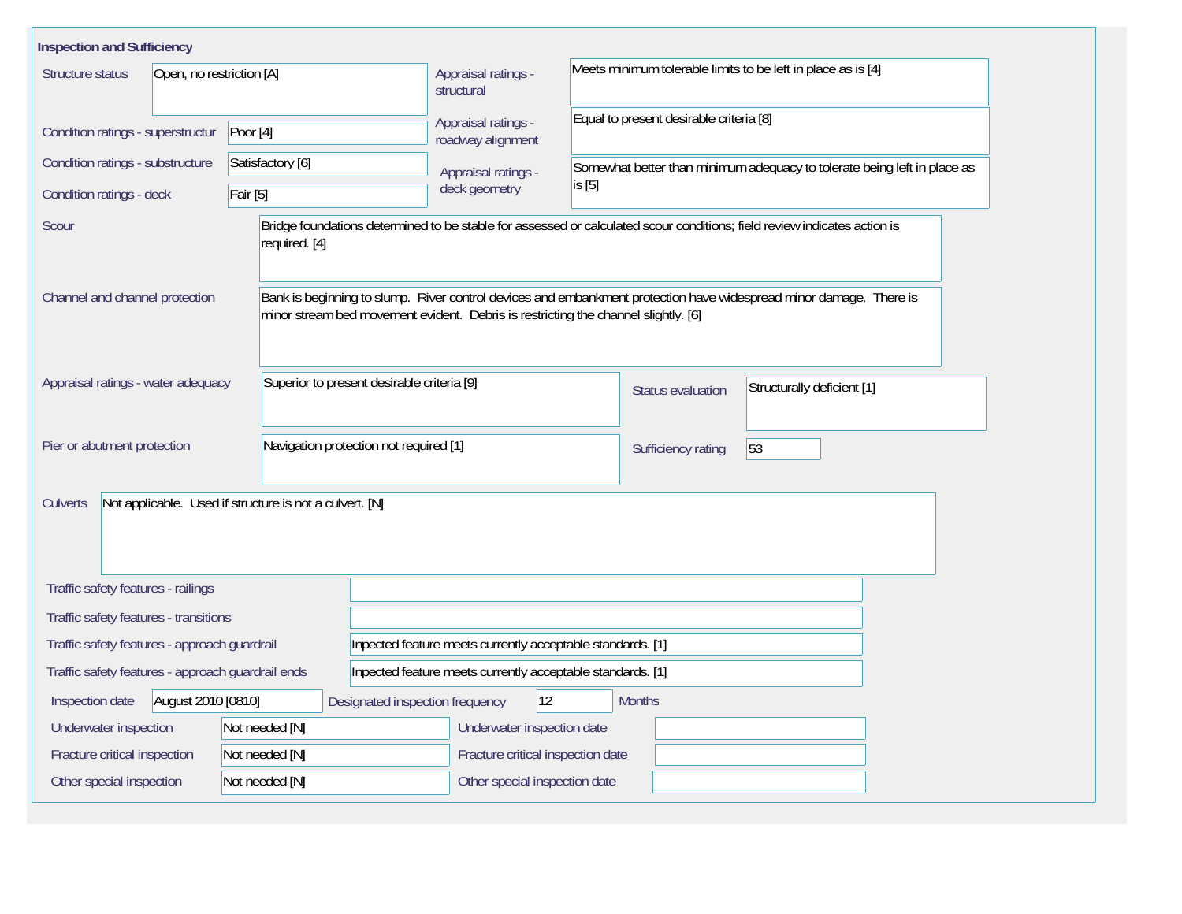## Inspection and Sufficiency

| Field | Value |
|---|---|
| Structure status | Open, no restriction [A] |
| Condition ratings - superstructur | Poor [4] |
| Condition ratings - substructure | Satisfactory [6] |
| Condition ratings - deck | Fair [5] |
| Appraisal ratings - structural | Meets minimum tolerable limits to be left in place as is [4] |
| Appraisal ratings - roadway alignment | Equal to present desirable criteria [8] |
| Appraisal ratings - deck geometry | Somewhat better than minimum adequacy to tolerate being left in place as is [5] |
| Scour | Bridge foundations determined to be stable for assessed or calculated scour conditions; field review indicates action is required. [4] |
| Channel and channel protection | Bank is beginning to slump. River control devices and embankment protection have widespread minor damage. There is minor stream bed movement evident. Debris is restricting the channel slightly. [6] |
| Appraisal ratings - water adequacy | Superior to present desirable criteria [9] |
| Status evaluation | Structurally deficient [1] |
| Pier or abutment protection | Navigation protection not required [1] |
| Sufficiency rating | 53 |
| Culverts | Not applicable. Used if structure is not a culvert. [N] |
| Traffic safety features - railings | |
| Traffic safety features - transitions | |
| Traffic safety features - approach guardrail | Inpected feature meets currently acceptable standards. [1] |
| Traffic safety features - approach guardrail ends | Inpected feature meets currently acceptable standards. [1] |

| | | | |
|---|---|---|---|
| Inspection date | August 2010 [0810] | Designated inspection frequency | 12 Months |
| Underwater inspection | Not needed [N] | Underwater inspection date | |
| Fracture critical inspection | Not needed [N] | Fracture critical inspection date | |
| Other special inspection | Not needed [N] | Other special inspection date | |